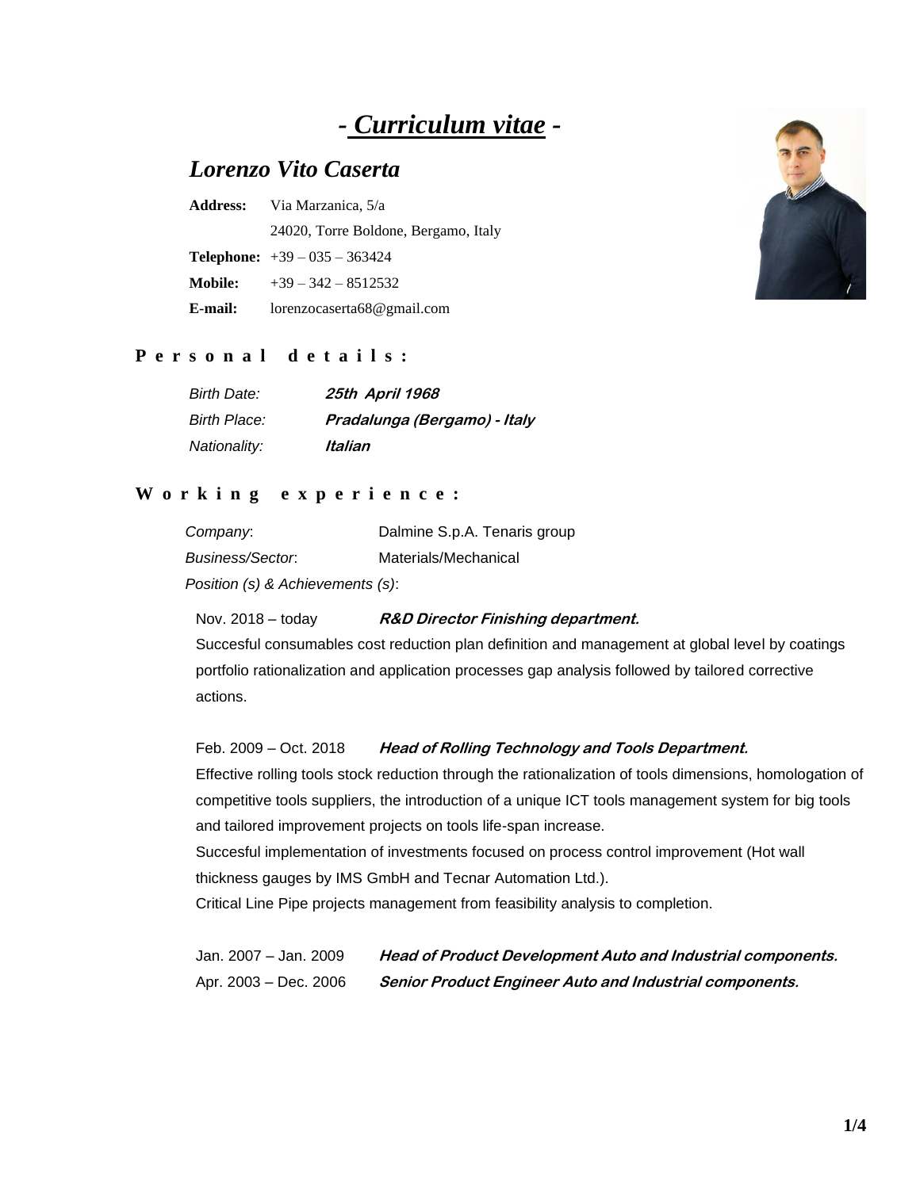# *- Curriculum vitae -*

## *Lorenzo Vito Caserta*

**Address:** Via Marzanica, 5/a
24020, Torre Boldone, Bergamo, Italy
**Telephone:** +39 – 035 – 363424
**Mobile:** +39 – 342 – 8512532
**E-mail:** lorenzocaserta68@gmail.com

### Personal details:

| | |
|---|---|
| *Birth Date:* | ***25th April 1968*** |
| *Birth Place:* | ***Pradalunga (Bergamo) - Italy*** |
| *Nationality:* | ***Italian*** |

### Working experience:

*Company*: Dalmine S.p.A. Tenaris group
*Business/Sector*: Materials/Mechanical
*Position (s) & Achievements (s)*:

Nov. 2018 – today ***R&D Director Finishing department.***
Succesful consumables cost reduction plan definition and management at global level by coatings portfolio rationalization and application processes gap analysis followed by tailored corrective actions.

Feb. 2009 – Oct. 2018 ***Head of Rolling Technology and Tools Department.***
Effective rolling tools stock reduction through the rationalization of tools dimensions, homologation of competitive tools suppliers, the introduction of a unique ICT tools management system for big tools and tailored improvement projects on tools life-span increase.
Succesful implementation of investments focused on process control improvement (Hot wall thickness gauges by IMS GmbH and Tecnar Automation Ltd.).
Critical Line Pipe projects management from feasibility analysis to completion.

Jan. 2007 – Jan. 2009 ***Head of Product Development Auto and Industrial components.***
Apr. 2003 – Dec. 2006 ***Senior Product Engineer Auto and Industrial components.***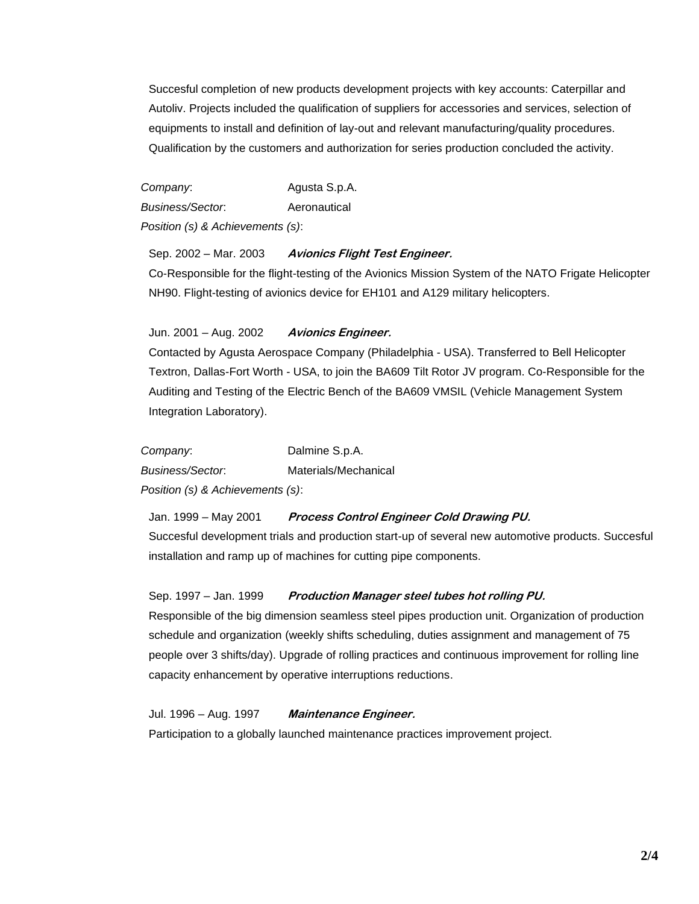Succesful completion of new products development projects with key accounts: Caterpillar and Autoliv. Projects included the qualification of suppliers for accessories and services, selection of equipments to install and definition of lay-out and relevant manufacturing/quality procedures. Qualification by the customers and authorization for series production concluded the activity.

*Company*: Agusta S.p.A.

*Business/Sector*: Aeronautical

*Position (s) & Achievements (s)*:

Sep. 2002 – Mar. 2003 ***Avionics Flight Test Engineer.***

Co-Responsible for the flight-testing of the Avionics Mission System of the NATO Frigate Helicopter NH90. Flight-testing of avionics device for EH101 and A129 military helicopters.

Jun. 2001 – Aug. 2002 ***Avionics Engineer.***

Contacted by Agusta Aerospace Company (Philadelphia - USA). Transferred to Bell Helicopter Textron, Dallas-Fort Worth - USA, to join the BA609 Tilt Rotor JV program. Co-Responsible for the Auditing and Testing of the Electric Bench of the BA609 VMSIL (Vehicle Management System Integration Laboratory).

*Company*: Dalmine S.p.A.

*Business/Sector*: Materials/Mechanical

*Position (s) & Achievements (s)*:

Jan. 1999 – May 2001 ***Process Control Engineer Cold Drawing PU.***

Succesful development trials and production start-up of several new automotive products. Succesful installation and ramp up of machines for cutting pipe components.

Sep. 1997 – Jan. 1999 ***Production Manager steel tubes hot rolling PU.***

Responsible of the big dimension seamless steel pipes production unit. Organization of production schedule and organization (weekly shifts scheduling, duties assignment and management of 75 people over 3 shifts/day). Upgrade of rolling practices and continuous improvement for rolling line capacity enhancement by operative interruptions reductions.

Jul. 1996 – Aug. 1997 ***Maintenance Engineer.***

Participation to a globally launched maintenance practices improvement project.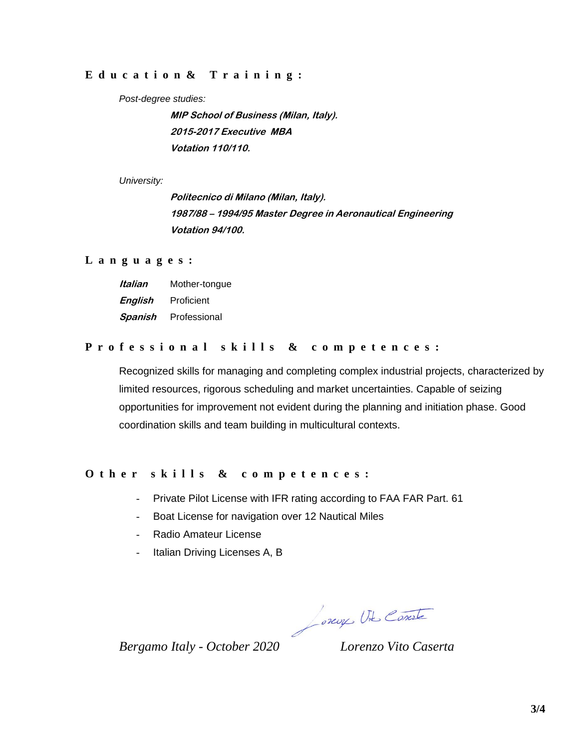## Education & Training:

*Post-degree studies:*

***MIP School of Business (Milan, Italy).***
***2015-2017 Executive MBA***
***Votation 110/110.***

*University:*

***Politecnico di Milano (Milan, Italy).***
***1987/88 – 1994/95 Master Degree in Aeronautical Engineering***
***Votation 94/100.***

## Languages:

| | |
|---|---|
| ***Italian*** | Mother-tongue |
| ***English*** | Proficient |
| ***Spanish*** | Professional |

## Professional skills & competences:

Recognized skills for managing and completing complex industrial projects, characterized by limited resources, rigorous scheduling and market uncertainties. Capable of seizing opportunities for improvement not evident during the planning and initiation phase. Good coordination skills and team building in multicultural contexts.

## Other skills & competences:

- Private Pilot License with IFR rating according to FAA FAR Part. 61
- Boat License for navigation over 12 Nautical Miles
- Radio Amateur License
- Italian Driving Licenses A, B

*Bergamo Italy - October 2020* *Lorenzo Vito Caserta*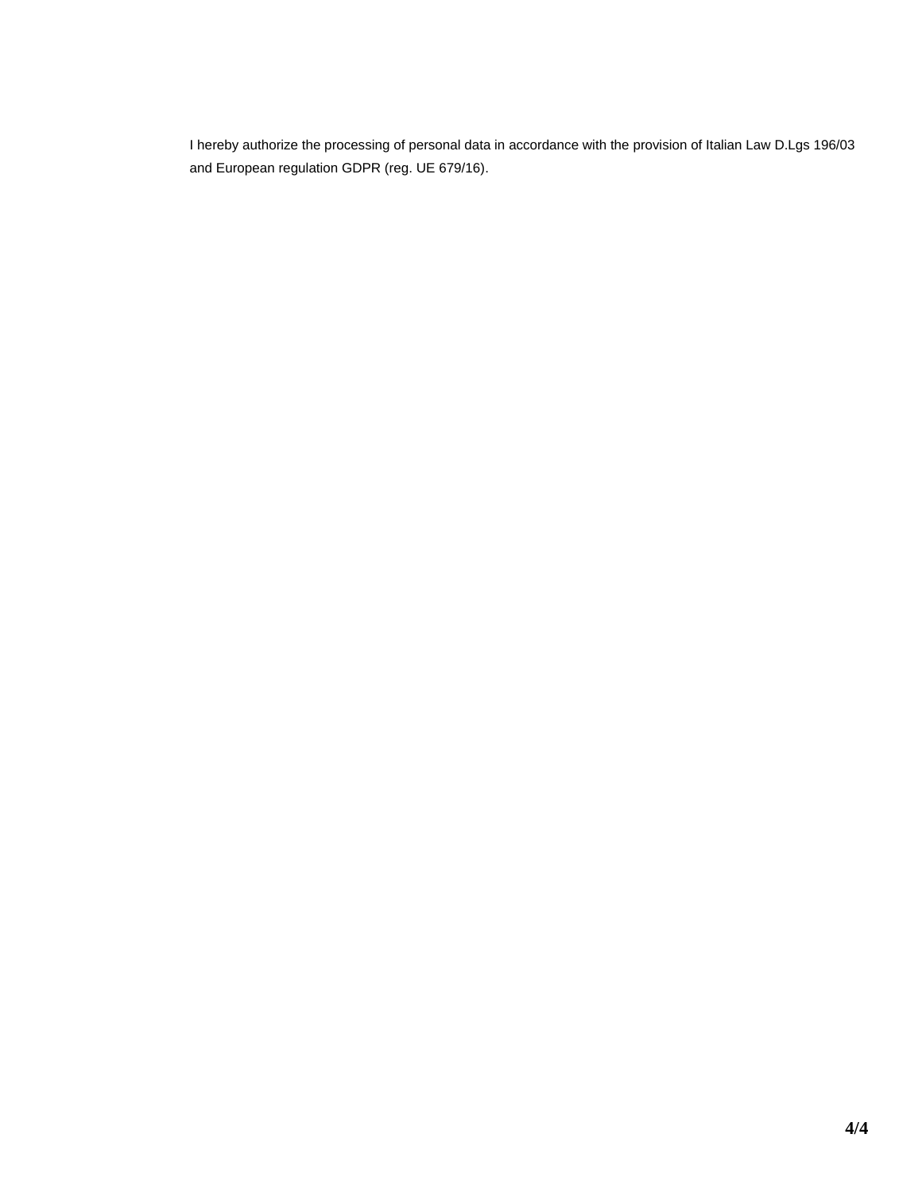I hereby authorize the processing of personal data in accordance with the provision of Italian Law D.Lgs 196/03 and European regulation GDPR (reg. UE 679/16).